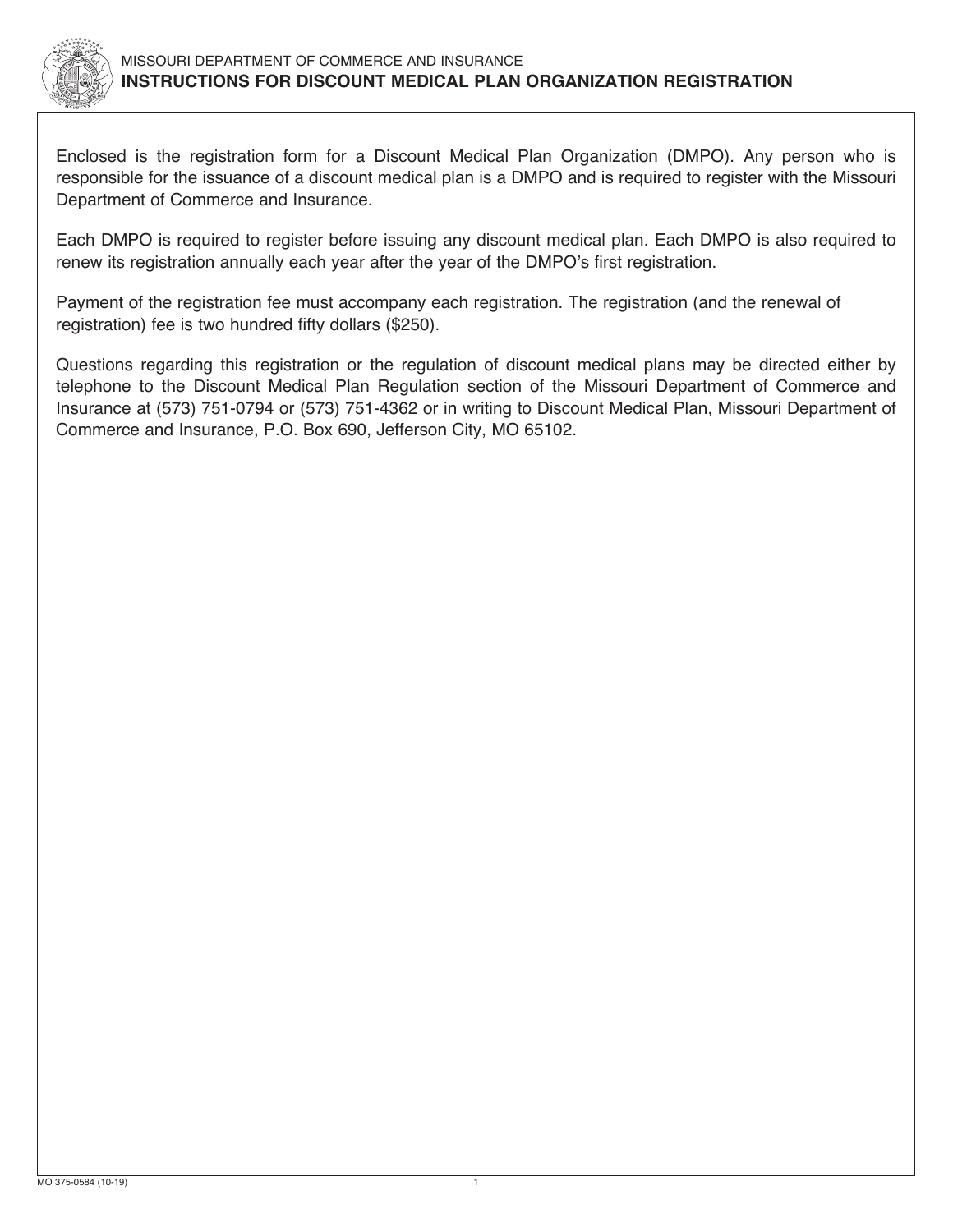MISSOURI DEPARTMENT OF COMMERCE AND INSURANCE

# INSTRUCTIONS FOR DISCOUNT MEDICAL PLAN ORGANIZATION REGISTRATION

Enclosed is the registration form for a Discount Medical Plan Organization (DMPO). Any person who is responsible for the issuance of a discount medical plan is a DMPO and is required to register with the Missouri Department of Commerce and Insurance.

Each DMPO is required to register before issuing any discount medical plan. Each DMPO is also required to renew its registration annually each year after the year of the DMPO's first registration.

Payment of the registration fee must accompany each registration. The registration (and the renewal of registration) fee is two hundred fifty dollars ($250).

Questions regarding this registration or the regulation of discount medical plans may be directed either by telephone to the Discount Medical Plan Regulation section of the Missouri Department of Commerce and Insurance at (573) 751-0794 or (573) 751-4362 or in writing to Discount Medical Plan, Missouri Department of Commerce and Insurance, P.O. Box 690, Jefferson City, MO 65102.

MO 375-0584 (10-19)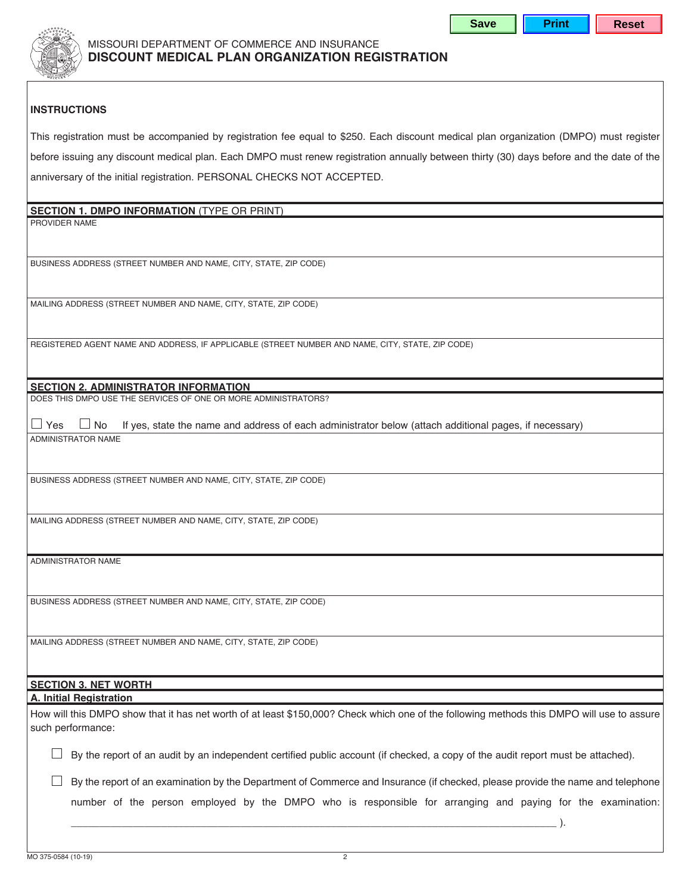MISSOURI DEPARTMENT OF COMMERCE AND INSURANCE

# DISCOUNT MEDICAL PLAN ORGANIZATION REGISTRATION

## INSTRUCTIONS

This registration must be accompanied by registration fee equal to $250. Each discount medical plan organization (DMPO) must register before issuing any discount medical plan. Each DMPO must renew registration annually between thirty (30) days before and the date of the anniversary of the initial registration. PERSONAL CHECKS NOT ACCEPTED.

## SECTION 1. DMPO INFORMATION (TYPE OR PRINT)

PROVIDER NAME

BUSINESS ADDRESS (STREET NUMBER AND NAME, CITY, STATE, ZIP CODE)

MAILING ADDRESS (STREET NUMBER AND NAME, CITY, STATE, ZIP CODE)

REGISTERED AGENT NAME AND ADDRESS, IF APPLICABLE (STREET NUMBER AND NAME, CITY, STATE, ZIP CODE)

## SECTION 2. ADMINISTRATOR INFORMATION

DOES THIS DMPO USE THE SERVICES OF ONE OR MORE ADMINISTRATORS?

☐ Yes ☐ No If yes, state the name and address of each administrator below (attach additional pages, if necessary)

ADMINISTRATOR NAME

BUSINESS ADDRESS (STREET NUMBER AND NAME, CITY, STATE, ZIP CODE)

MAILING ADDRESS (STREET NUMBER AND NAME, CITY, STATE, ZIP CODE)

ADMINISTRATOR NAME

BUSINESS ADDRESS (STREET NUMBER AND NAME, CITY, STATE, ZIP CODE)

MAILING ADDRESS (STREET NUMBER AND NAME, CITY, STATE, ZIP CODE)

## SECTION 3. NET WORTH

### A. Initial Registration

How will this DMPO show that it has net worth of at least $150,000? Check which one of the following methods this DMPO will use to assure such performance:

☐ By the report of an audit by an independent certified public account (if checked, a copy of the audit report must be attached).

☐ By the report of an examination by the Department of Commerce and Insurance (if checked, please provide the name and telephone number of the person employed by the DMPO who is responsible for arranging and paying for the examination: ________________________________________________________________ ).

MO 375-0584 (10-19)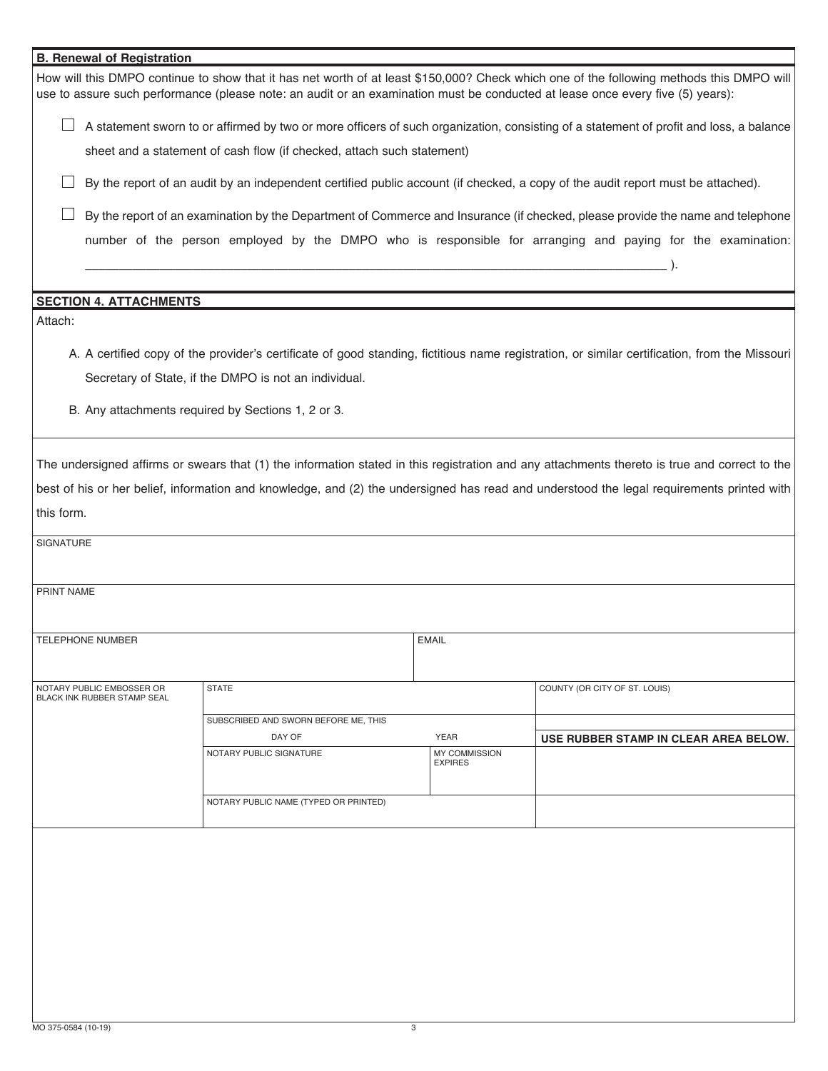**B. Renewal of Registration**

How will this DMPO continue to show that it has net worth of at least $150,000? Check which one of the following methods this DMPO will use to assure such performance (please note: an audit or an examination must be conducted at lease once every five (5) years):

- ☐ A statement sworn to or affirmed by two or more officers of such organization, consisting of a statement of profit and loss, a balance sheet and a statement of cash flow (if checked, attach such statement)
- ☐ By the report of an audit by an independent certified public account (if checked, a copy of the audit report must be attached).
- ☐ By the report of an examination by the Department of Commerce and Insurance (if checked, please provide the name and telephone number of the person employed by the DMPO who is responsible for arranging and paying for the examination: \_\_\_\_\_\_\_\_\_\_\_\_\_\_\_\_\_\_\_\_\_\_\_\_\_\_\_\_\_\_\_\_\_\_\_\_\_\_\_\_\_\_\_\_\_\_\_\_ ).

**SECTION 4. ATTACHMENTS**

Attach:

A. A certified copy of the provider's certificate of good standing, fictitious name registration, or similar certification, from the Missouri Secretary of State, if the DMPO is not an individual.

B. Any attachments required by Sections 1, 2 or 3.

The undersigned affirms or swears that (1) the information stated in this registration and any attachments thereto is true and correct to the best of his or her belief, information and knowledge, and (2) the undersigned has read and understood the legal requirements printed with this form.

| SIGNATURE | |
|---|---|
| PRINT NAME | |
| TELEPHONE NUMBER | EMAIL |

| NOTARY PUBLIC EMBOSSER OR BLACK INK RUBBER STAMP SEAL | STATE | | COUNTY (OR CITY OF ST. LOUIS) |
|---|---|---|---|
| | SUBSCRIBED AND SWORN BEFORE ME, THIS DAY OF | YEAR | **USE RUBBER STAMP IN CLEAR AREA BELOW.** |
| | NOTARY PUBLIC SIGNATURE | MY COMMISSION EXPIRES | |
| | NOTARY PUBLIC NAME (TYPED OR PRINTED) | | |

MO 375-0584 (10-19)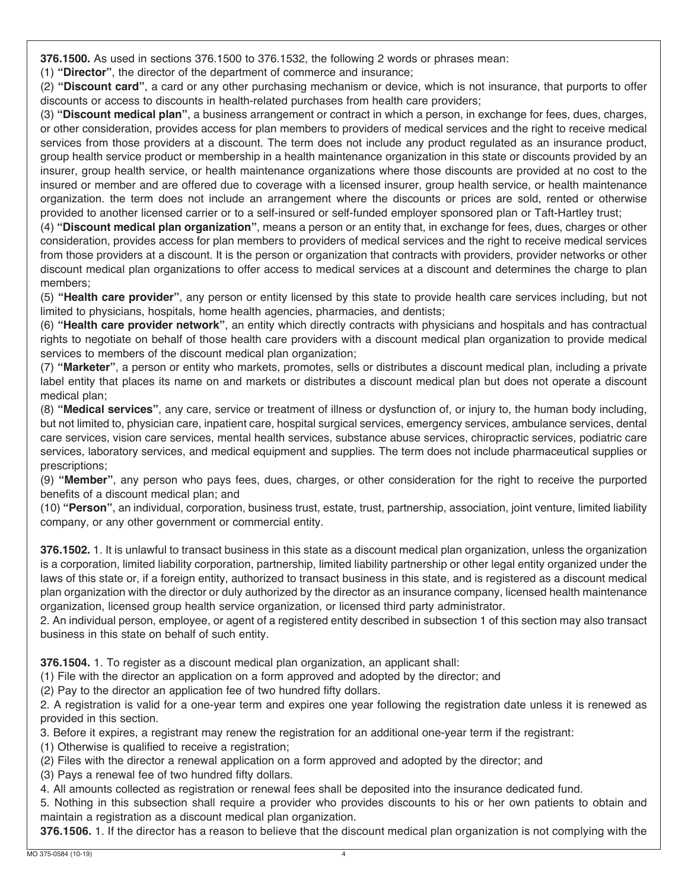**376.1500.** As used in sections 376.1500 to 376.1532, the following 2 words or phrases mean:

(1) **"Director"**, the director of the department of commerce and insurance;

(2) **"Discount card"**, a card or any other purchasing mechanism or device, which is not insurance, that purports to offer discounts or access to discounts in health-related purchases from health care providers;

(3) **"Discount medical plan"**, a business arrangement or contract in which a person, in exchange for fees, dues, charges, or other consideration, provides access for plan members to providers of medical services and the right to receive medical services from those providers at a discount. The term does not include any product regulated as an insurance product, group health service product or membership in a health maintenance organization in this state or discounts provided by an insurer, group health service, or health maintenance organizations where those discounts are provided at no cost to the insured or member and are offered due to coverage with a licensed insurer, group health service, or health maintenance organization. the term does not include an arrangement where the discounts or prices are sold, rented or otherwise provided to another licensed carrier or to a self-insured or self-funded employer sponsored plan or Taft-Hartley trust;

(4) **"Discount medical plan organization"**, means a person or an entity that, in exchange for fees, dues, charges or other consideration, provides access for plan members to providers of medical services and the right to receive medical services from those providers at a discount. It is the person or organization that contracts with providers, provider networks or other discount medical plan organizations to offer access to medical services at a discount and determines the charge to plan members;

(5) **"Health care provider"**, any person or entity licensed by this state to provide health care services including, but not limited to physicians, hospitals, home health agencies, pharmacies, and dentists;

(6) **"Health care provider network"**, an entity which directly contracts with physicians and hospitals and has contractual rights to negotiate on behalf of those health care providers with a discount medical plan organization to provide medical services to members of the discount medical plan organization;

(7) **"Marketer"**, a person or entity who markets, promotes, sells or distributes a discount medical plan, including a private label entity that places its name on and markets or distributes a discount medical plan but does not operate a discount medical plan;

(8) **"Medical services"**, any care, service or treatment of illness or dysfunction of, or injury to, the human body including, but not limited to, physician care, inpatient care, hospital surgical services, emergency services, ambulance services, dental care services, vision care services, mental health services, substance abuse services, chiropractic services, podiatric care services, laboratory services, and medical equipment and supplies. The term does not include pharmaceutical supplies or prescriptions;

(9) **"Member"**, any person who pays fees, dues, charges, or other consideration for the right to receive the purported benefits of a discount medical plan; and

(10) **"Person"**, an individual, corporation, business trust, estate, trust, partnership, association, joint venture, limited liability company, or any other government or commercial entity.

**376.1502.** 1. It is unlawful to transact business in this state as a discount medical plan organization, unless the organization is a corporation, limited liability corporation, partnership, limited liability partnership or other legal entity organized under the laws of this state or, if a foreign entity, authorized to transact business in this state, and is registered as a discount medical plan organization with the director or duly authorized by the director as an insurance company, licensed health maintenance organization, licensed group health service organization, or licensed third party administrator.

2. An individual person, employee, or agent of a registered entity described in subsection 1 of this section may also transact business in this state on behalf of such entity.

**376.1504.** 1. To register as a discount medical plan organization, an applicant shall:

(1) File with the director an application on a form approved and adopted by the director; and

(2) Pay to the director an application fee of two hundred fifty dollars.

2. A registration is valid for a one-year term and expires one year following the registration date unless it is renewed as provided in this section.

3. Before it expires, a registrant may renew the registration for an additional one-year term if the registrant:

(1) Otherwise is qualified to receive a registration;

(2) Files with the director a renewal application on a form approved and adopted by the director; and

(3) Pays a renewal fee of two hundred fifty dollars.

4. All amounts collected as registration or renewal fees shall be deposited into the insurance dedicated fund.

5. Nothing in this subsection shall require a provider who provides discounts to his or her own patients to obtain and maintain a registration as a discount medical plan organization.

**376.1506.** 1. If the director has a reason to believe that the discount medical plan organization is not complying with the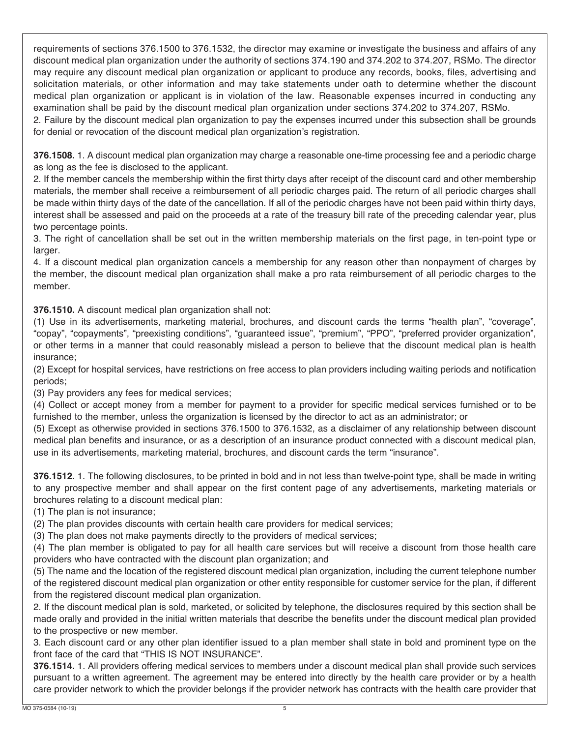requirements of sections 376.1500 to 376.1532, the director may examine or investigate the business and affairs of any discount medical plan organization under the authority of sections 374.190 and 374.202 to 374.207, RSMo. The director may require any discount medical plan organization or applicant to produce any records, books, files, advertising and solicitation materials, or other information and may take statements under oath to determine whether the discount medical plan organization or applicant is in violation of the law. Reasonable expenses incurred in conducting any examination shall be paid by the discount medical plan organization under sections 374.202 to 374.207, RSMo.

2. Failure by the discount medical plan organization to pay the expenses incurred under this subsection shall be grounds for denial or revocation of the discount medical plan organization's registration.

**376.1508.** 1. A discount medical plan organization may charge a reasonable one-time processing fee and a periodic charge as long as the fee is disclosed to the applicant.

2. If the member cancels the membership within the first thirty days after receipt of the discount card and other membership materials, the member shall receive a reimbursement of all periodic charges paid. The return of all periodic charges shall be made within thirty days of the date of the cancellation. If all of the periodic charges have not been paid within thirty days, interest shall be assessed and paid on the proceeds at a rate of the treasury bill rate of the preceding calendar year, plus two percentage points.

3. The right of cancellation shall be set out in the written membership materials on the first page, in ten-point type or larger.

4. If a discount medical plan organization cancels a membership for any reason other than nonpayment of charges by the member, the discount medical plan organization shall make a pro rata reimbursement of all periodic charges to the member.

**376.1510.** A discount medical plan organization shall not:

(1) Use in its advertisements, marketing material, brochures, and discount cards the terms "health plan", "coverage", "copay", "copayments", "preexisting conditions", "guaranteed issue", "premium", "PPO", "preferred provider organization", or other terms in a manner that could reasonably mislead a person to believe that the discount medical plan is health insurance;

(2) Except for hospital services, have restrictions on free access to plan providers including waiting periods and notification periods;

(3) Pay providers any fees for medical services;

(4) Collect or accept money from a member for payment to a provider for specific medical services furnished or to be furnished to the member, unless the organization is licensed by the director to act as an administrator; or

(5) Except as otherwise provided in sections 376.1500 to 376.1532, as a disclaimer of any relationship between discount medical plan benefits and insurance, or as a description of an insurance product connected with a discount medical plan, use in its advertisements, marketing material, brochures, and discount cards the term "insurance".

**376.1512.** 1. The following disclosures, to be printed in bold and in not less than twelve-point type, shall be made in writing to any prospective member and shall appear on the first content page of any advertisements, marketing materials or brochures relating to a discount medical plan:

(1) The plan is not insurance;

(2) The plan provides discounts with certain health care providers for medical services;

(3) The plan does not make payments directly to the providers of medical services;

(4) The plan member is obligated to pay for all health care services but will receive a discount from those health care providers who have contracted with the discount plan organization; and

(5) The name and the location of the registered discount medical plan organization, including the current telephone number of the registered discount medical plan organization or other entity responsible for customer service for the plan, if different from the registered discount medical plan organization.

2. If the discount medical plan is sold, marketed, or solicited by telephone, the disclosures required by this section shall be made orally and provided in the initial written materials that describe the benefits under the discount medical plan provided to the prospective or new member.

3. Each discount card or any other plan identifier issued to a plan member shall state in bold and prominent type on the front face of the card that "THIS IS NOT INSURANCE".

**376.1514.** 1. All providers offering medical services to members under a discount medical plan shall provide such services pursuant to a written agreement. The agreement may be entered into directly by the health care provider or by a health care provider network to which the provider belongs if the provider network has contracts with the health care provider that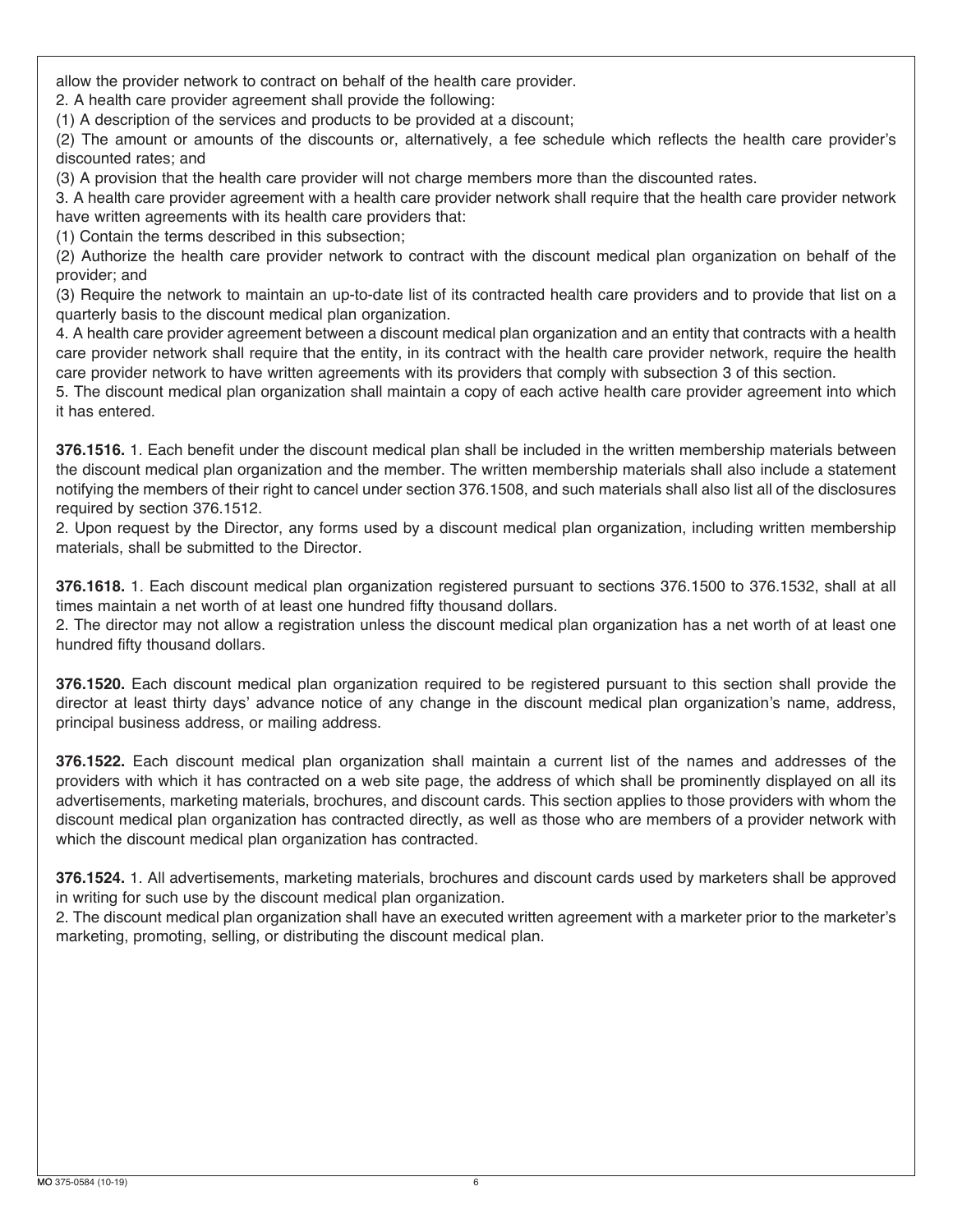allow the provider network to contract on behalf of the health care provider.

2. A health care provider agreement shall provide the following:

(1) A description of the services and products to be provided at a discount;

(2) The amount or amounts of the discounts or, alternatively, a fee schedule which reflects the health care provider's discounted rates; and

(3) A provision that the health care provider will not charge members more than the discounted rates.

3. A health care provider agreement with a health care provider network shall require that the health care provider network have written agreements with its health care providers that:

(1) Contain the terms described in this subsection;

(2) Authorize the health care provider network to contract with the discount medical plan organization on behalf of the provider; and

(3) Require the network to maintain an up-to-date list of its contracted health care providers and to provide that list on a quarterly basis to the discount medical plan organization.

4. A health care provider agreement between a discount medical plan organization and an entity that contracts with a health care provider network shall require that the entity, in its contract with the health care provider network, require the health care provider network to have written agreements with its providers that comply with subsection 3 of this section.

5. The discount medical plan organization shall maintain a copy of each active health care provider agreement into which it has entered.

**376.1516.** 1. Each benefit under the discount medical plan shall be included in the written membership materials between the discount medical plan organization and the member. The written membership materials shall also include a statement notifying the members of their right to cancel under section 376.1508, and such materials shall also list all of the disclosures required by section 376.1512.

2. Upon request by the Director, any forms used by a discount medical plan organization, including written membership materials, shall be submitted to the Director.

**376.1618.** 1. Each discount medical plan organization registered pursuant to sections 376.1500 to 376.1532, shall at all times maintain a net worth of at least one hundred fifty thousand dollars.

2. The director may not allow a registration unless the discount medical plan organization has a net worth of at least one hundred fifty thousand dollars.

**376.1520.** Each discount medical plan organization required to be registered pursuant to this section shall provide the director at least thirty days' advance notice of any change in the discount medical plan organization's name, address, principal business address, or mailing address.

**376.1522.** Each discount medical plan organization shall maintain a current list of the names and addresses of the providers with which it has contracted on a web site page, the address of which shall be prominently displayed on all its advertisements, marketing materials, brochures, and discount cards. This section applies to those providers with whom the discount medical plan organization has contracted directly, as well as those who are members of a provider network with which the discount medical plan organization has contracted.

**376.1524.** 1. All advertisements, marketing materials, brochures and discount cards used by marketers shall be approved in writing for such use by the discount medical plan organization.

2. The discount medical plan organization shall have an executed written agreement with a marketer prior to the marketer's marketing, promoting, selling, or distributing the discount medical plan.